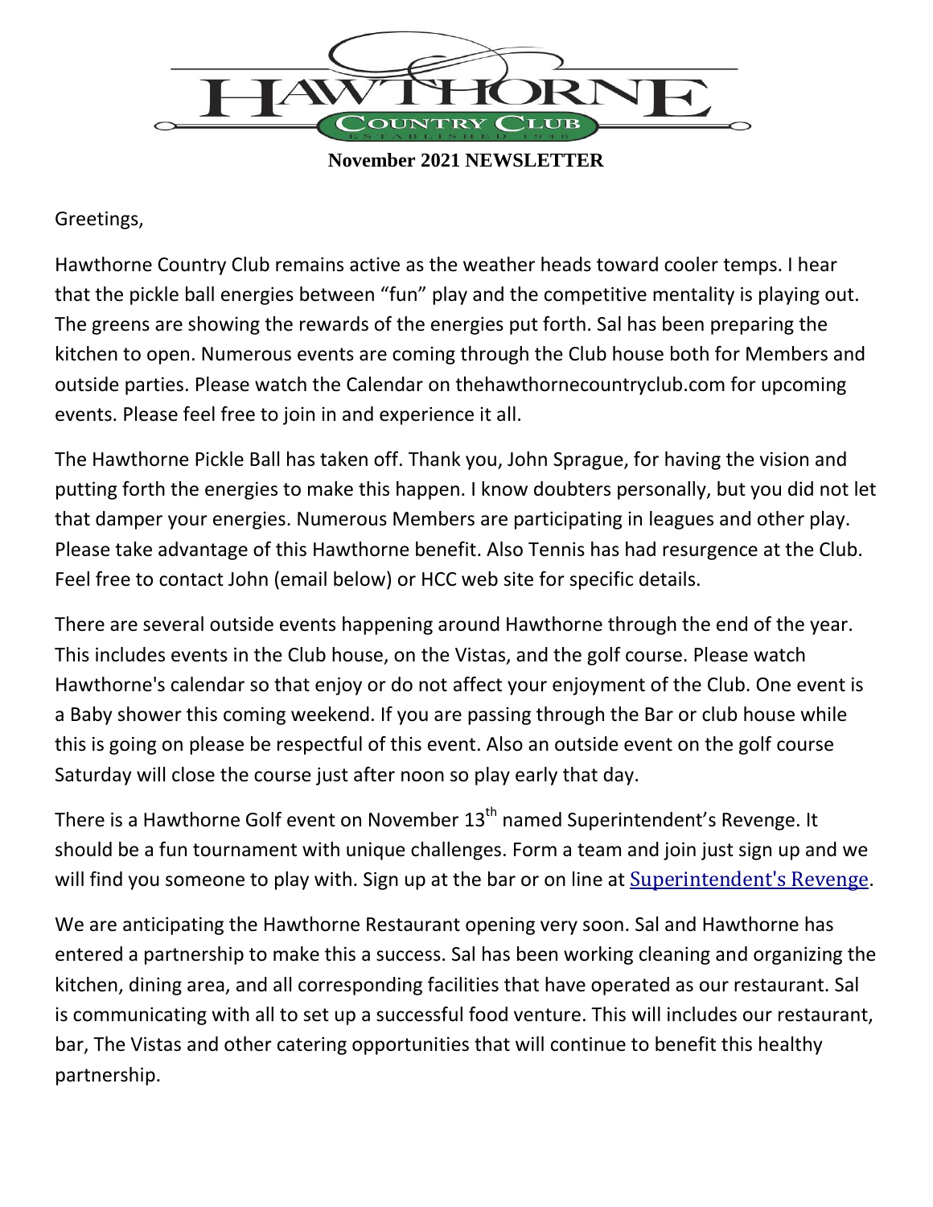# HAWTHORNE COUNTRY CLUB

ESTABLISHED 1948

**November 2021 NEWSLETTER**

Greetings,

Hawthorne Country Club remains active as the weather heads toward cooler temps. I hear that the pickle ball energies between "fun" play and the competitive mentality is playing out. The greens are showing the rewards of the energies put forth. Sal has been preparing the kitchen to open. Numerous events are coming through the Club house both for Members and outside parties. Please watch the Calendar on thehawthornecountryclub.com for upcoming events. Please feel free to join in and experience it all.

The Hawthorne Pickle Ball has taken off. Thank you, John Sprague, for having the vision and putting forth the energies to make this happen. I know doubters personally, but you did not let that damper your energies. Numerous Members are participating in leagues and other play. Please take advantage of this Hawthorne benefit. Also Tennis has had resurgence at the Club. Feel free to contact John (email below) or HCC web site for specific details.

There are several outside events happening around Hawthorne through the end of the year. This includes events in the Club house, on the Vistas, and the golf course. Please watch Hawthorne's calendar so that enjoy or do not affect your enjoyment of the Club. One event is a Baby shower this coming weekend. If you are passing through the Bar or club house while this is going on please be respectful of this event. Also an outside event on the golf course Saturday will close the course just after noon so play early that day.

There is a Hawthorne Golf event on November 13th named Superintendent's Revenge. It should be a fun tournament with unique challenges. Form a team and join just sign up and we will find you someone to play with. Sign up at the bar or on line at Superintendent's Revenge.

We are anticipating the Hawthorne Restaurant opening very soon. Sal and Hawthorne has entered a partnership to make this a success. Sal has been working cleaning and organizing the kitchen, dining area, and all corresponding facilities that have operated as our restaurant. Sal is communicating with all to set up a successful food venture. This will includes our restaurant, bar, The Vistas and other catering opportunities that will continue to benefit this healthy partnership.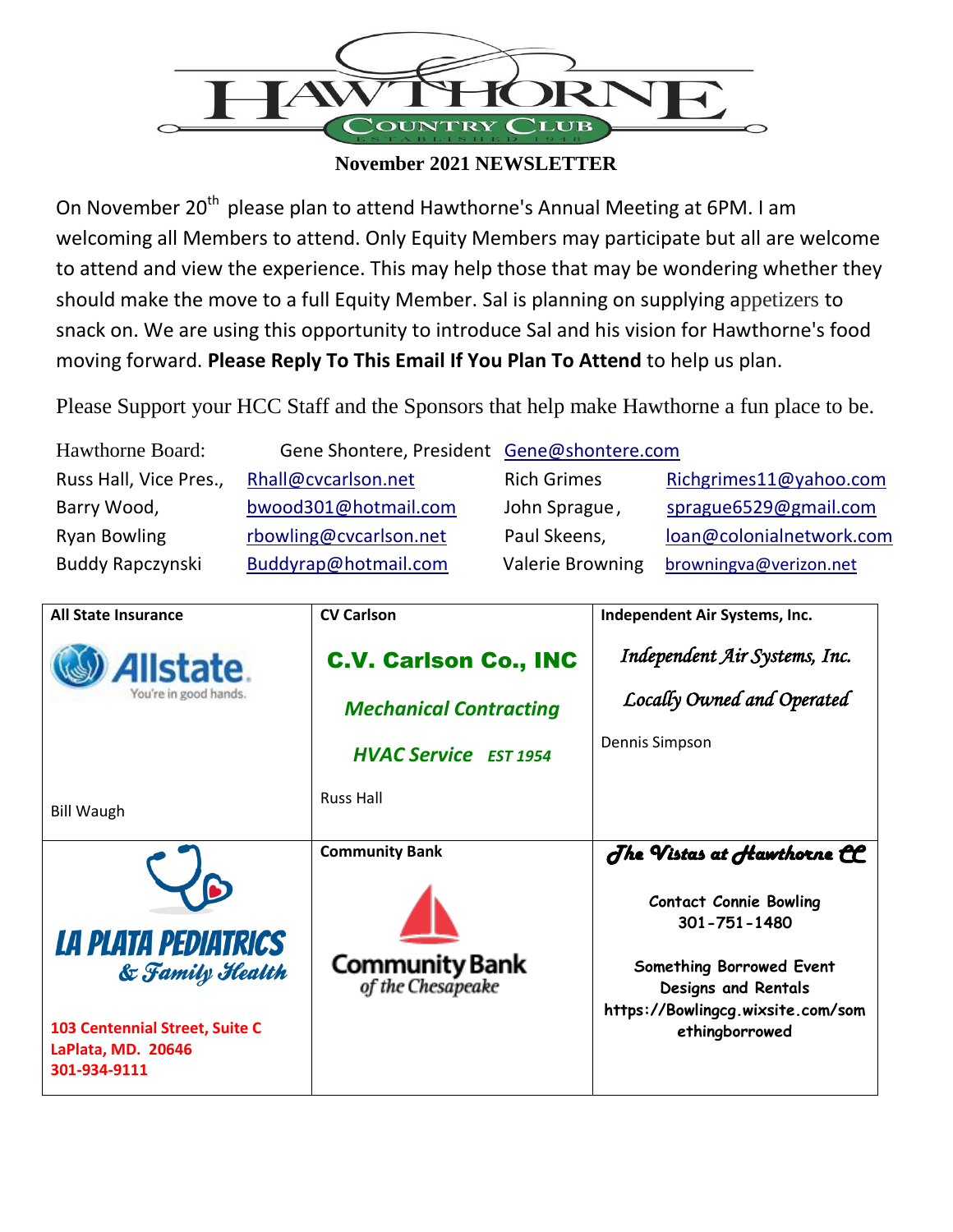# HAWTHORNE COUNTRY CLUB

ESTABLISHED 1948

**November 2021 NEWSLETTER**

On November 20th please plan to attend Hawthorne's Annual Meeting at 6PM. I am welcoming all Members to attend. Only Equity Members may participate but all are welcome to attend and view the experience. This may help those that may be wondering whether they should make the move to a full Equity Member. Sal is planning on supplying appetizers to snack on. We are using this opportunity to introduce Sal and his vision for Hawthorne's food moving forward. **Please Reply To This Email If You Plan To Attend** to help us plan.

Please Support your HCC Staff and the Sponsors that help make Hawthorne a fun place to be.

| | | | |
|---|---|---|---|
| Hawthorne Board: | Gene Shontere, President | Gene@shontere.com | |
| Russ Hall, Vice Pres., | Rhall@cvcarlson.net | Rich Grimes | Richgrimes11@yahoo.com |
| Barry Wood, | bwood301@hotmail.com | John Sprague, | sprague6529@gmail.com |
| Ryan Bowling | rbowling@cvcarlson.net | Paul Skeens, | loan@colonialnetwork.com |
| Buddy Rapczynski | Buddyrap@hotmail.com | Valerie Browning | browningva@verizon.net |

| | | |
|---|---|---|
| **All State Insurance**<br>Allstate. You're in good hands.<br>Bill Waugh | **CV Carlson**<br>**C.V. Carlson Co., INC**<br>*Mechanical Contracting*<br>*HVAC Service EST 1954*<br>Russ Hall | **Independent Air Systems, Inc.**<br>*Independent Air Systems, Inc.*<br>*Locally Owned and Operated*<br>Dennis Simpson |
| **LA PLATA PEDIATRICS** *& Family Health*<br>103 Centennial Street, Suite C<br>LaPlata, MD. 20646<br>301-934-9111 | **Community Bank**<br>Community Bank *of the Chesapeake* | ***The Vistas at Hawthorne CC***<br>Contact Connie Bowling<br>301-751-1480<br>Something Borrowed Event Designs and Rentals<br>https://Bowlingcg.wixsite.com/somethingborrowed |